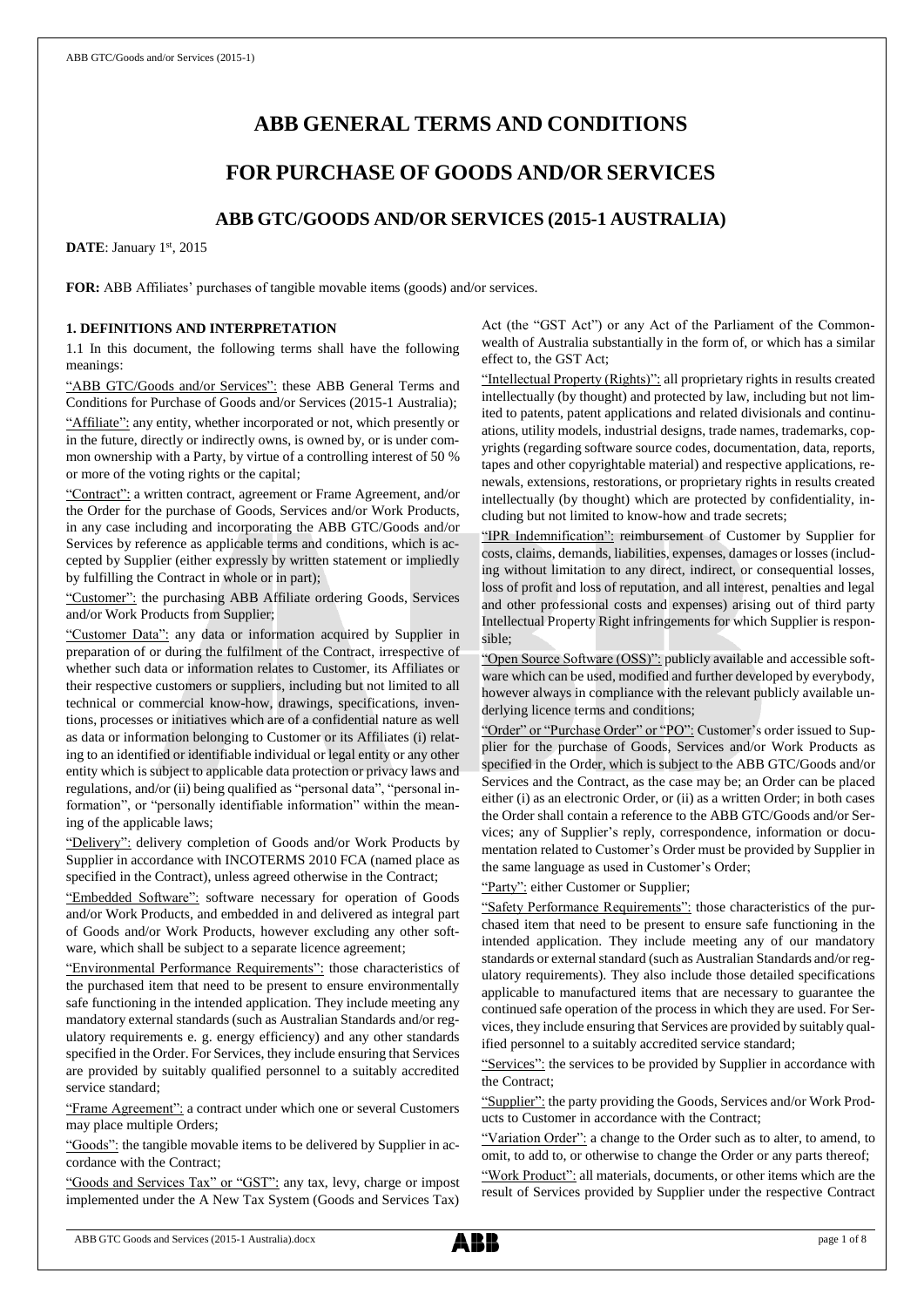# ABB GENERAL TERMS AND CONDITIONS

# FOR PURCHASE OF GOODS AND/OR SERVICES

## ABB GTC/GOODS AND/OR SERVICES (2015-1 AUSTRALIA)

**DATE**: January 1st, 2015

**FOR:** ABB Affiliates' purchases of tangible movable items (goods) and/or services.

### 1. DEFINITIONS AND INTERPRETATION

1.1 In this document, the following terms shall have the following meanings:

"ABB GTC/Goods and/or Services": these ABB General Terms and Conditions for Purchase of Goods and/or Services (2015-1 Australia);

"Affiliate": any entity, whether incorporated or not, which presently or in the future, directly or indirectly owns, is owned by, or is under common ownership with a Party, by virtue of a controlling interest of 50 % or more of the voting rights or the capital;

"Contract": a written contract, agreement or Frame Agreement, and/or the Order for the purchase of Goods, Services and/or Work Products, in any case including and incorporating the ABB GTC/Goods and/or Services by reference as applicable terms and conditions, which is accepted by Supplier (either expressly by written statement or impliedly by fulfilling the Contract in whole or in part);

"Customer": the purchasing ABB Affiliate ordering Goods, Services and/or Work Products from Supplier;

"Customer Data": any data or information acquired by Supplier in preparation of or during the fulfilment of the Contract, irrespective of whether such data or information relates to Customer, its Affiliates or their respective customers or suppliers, including but not limited to all technical or commercial know-how, drawings, specifications, inventions, processes or initiatives which are of a confidential nature as well as data or information belonging to Customer or its Affiliates (i) relating to an identified or identifiable individual or legal entity or any other entity which is subject to applicable data protection or privacy laws and regulations, and/or (ii) being qualified as "personal data", "personal information", or "personally identifiable information" within the meaning of the applicable laws;

"Delivery": delivery completion of Goods and/or Work Products by Supplier in accordance with INCOTERMS 2010 FCA (named place as specified in the Contract), unless agreed otherwise in the Contract;

"Embedded Software": software necessary for operation of Goods and/or Work Products, and embedded in and delivered as integral part of Goods and/or Work Products, however excluding any other software, which shall be subject to a separate licence agreement;

"Environmental Performance Requirements": those characteristics of the purchased item that need to be present to ensure environmentally safe functioning in the intended application. They include meeting any mandatory external standards (such as Australian Standards and/or regulatory requirements e. g. energy efficiency) and any other standards specified in the Order. For Services, they include ensuring that Services are provided by suitably qualified personnel to a suitably accredited service standard;

"Frame Agreement": a contract under which one or several Customers may place multiple Orders;

"Goods": the tangible movable items to be delivered by Supplier in accordance with the Contract;

"Goods and Services Tax" or "GST": any tax, levy, charge or impost implemented under the A New Tax System (Goods and Services Tax) Act (the "GST Act") or any Act of the Parliament of the Commonwealth of Australia substantially in the form of, or which has a similar effect to, the GST Act;

"Intellectual Property (Rights)": all proprietary rights in results created intellectually (by thought) and protected by law, including but not limited to patents, patent applications and related divisionals and continuations, utility models, industrial designs, trade names, trademarks, copyrights (regarding software source codes, documentation, data, reports, tapes and other copyrightable material) and respective applications, renewals, extensions, restorations, or proprietary rights in results created intellectually (by thought) which are protected by confidentiality, including but not limited to know-how and trade secrets;

"IPR Indemnification": reimbursement of Customer by Supplier for costs, claims, demands, liabilities, expenses, damages or losses (including without limitation to any direct, indirect, or consequential losses, loss of profit and loss of reputation, and all interest, penalties and legal and other professional costs and expenses) arising out of third party Intellectual Property Right infringements for which Supplier is responsible;

"Open Source Software (OSS)": publicly available and accessible software which can be used, modified and further developed by everybody, however always in compliance with the relevant publicly available underlying licence terms and conditions;

"Order" or "Purchase Order" or "PO": Customer's order issued to Supplier for the purchase of Goods, Services and/or Work Products as specified in the Order, which is subject to the ABB GTC/Goods and/or Services and the Contract, as the case may be; an Order can be placed either (i) as an electronic Order, or (ii) as a written Order; in both cases the Order shall contain a reference to the ABB GTC/Goods and/or Services; any of Supplier's reply, correspondence, information or documentation related to Customer's Order must be provided by Supplier in the same language as used in Customer's Order;

"Party": either Customer or Supplier;

"Safety Performance Requirements": those characteristics of the purchased item that need to be present to ensure safe functioning in the intended application. They include meeting any of our mandatory standards or external standard (such as Australian Standards and/or regulatory requirements). They also include those detailed specifications applicable to manufactured items that are necessary to guarantee the continued safe operation of the process in which they are used. For Services, they include ensuring that Services are provided by suitably qualified personnel to a suitably accredited service standard;

"Services": the services to be provided by Supplier in accordance with the Contract;

"Supplier": the party providing the Goods, Services and/or Work Products to Customer in accordance with the Contract;

"Variation Order": a change to the Order such as to alter, to amend, to omit, to add to, or otherwise to change the Order or any parts thereof;

"Work Product": all materials, documents, or other items which are the result of Services provided by Supplier under the respective Contract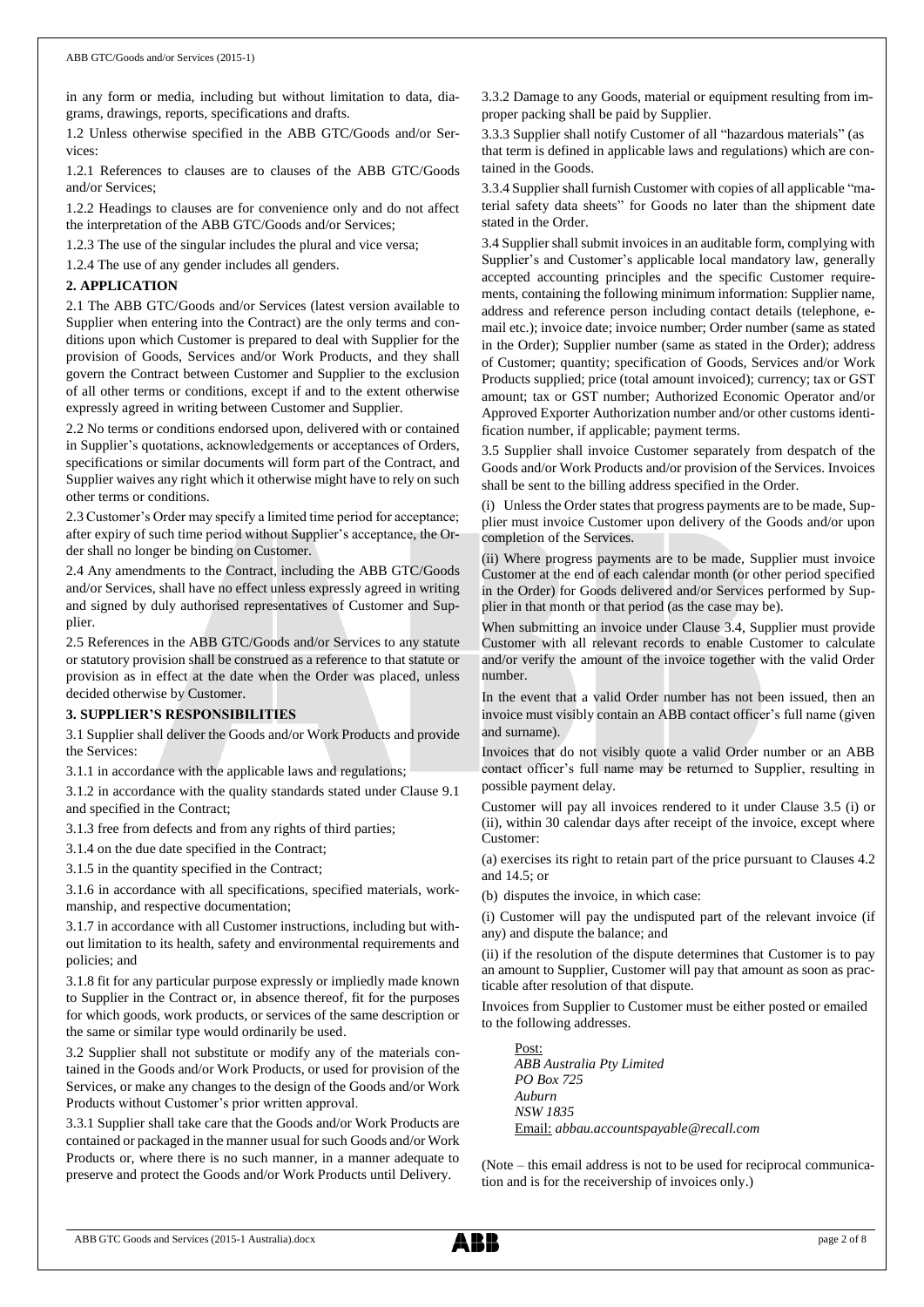in any form or media, including but without limitation to data, diagrams, drawings, reports, specifications and drafts.

1.2 Unless otherwise specified in the ABB GTC/Goods and/or Services:

1.2.1 References to clauses are to clauses of the ABB GTC/Goods and/or Services;

1.2.2 Headings to clauses are for convenience only and do not affect the interpretation of the ABB GTC/Goods and/or Services;

1.2.3 The use of the singular includes the plural and vice versa;

1.2.4 The use of any gender includes all genders.

**2. APPLICATION**

2.1 The ABB GTC/Goods and/or Services (latest version available to Supplier when entering into the Contract) are the only terms and conditions upon which Customer is prepared to deal with Supplier for the provision of Goods, Services and/or Work Products, and they shall govern the Contract between Customer and Supplier to the exclusion of all other terms or conditions, except if and to the extent otherwise expressly agreed in writing between Customer and Supplier.

2.2 No terms or conditions endorsed upon, delivered with or contained in Supplier's quotations, acknowledgements or acceptances of Orders, specifications or similar documents will form part of the Contract, and Supplier waives any right which it otherwise might have to rely on such other terms or conditions.

2.3 Customer's Order may specify a limited time period for acceptance; after expiry of such time period without Supplier's acceptance, the Order shall no longer be binding on Customer.

2.4 Any amendments to the Contract, including the ABB GTC/Goods and/or Services, shall have no effect unless expressly agreed in writing and signed by duly authorised representatives of Customer and Supplier.

2.5 References in the ABB GTC/Goods and/or Services to any statute or statutory provision shall be construed as a reference to that statute or provision as in effect at the date when the Order was placed, unless decided otherwise by Customer.

**3. SUPPLIER'S RESPONSIBILITIES**

3.1 Supplier shall deliver the Goods and/or Work Products and provide the Services:

3.1.1 in accordance with the applicable laws and regulations;

3.1.2 in accordance with the quality standards stated under Clause 9.1 and specified in the Contract;

3.1.3 free from defects and from any rights of third parties;

3.1.4 on the due date specified in the Contract;

3.1.5 in the quantity specified in the Contract;

3.1.6 in accordance with all specifications, specified materials, workmanship, and respective documentation;

3.1.7 in accordance with all Customer instructions, including but without limitation to its health, safety and environmental requirements and policies; and

3.1.8 fit for any particular purpose expressly or impliedly made known to Supplier in the Contract or, in absence thereof, fit for the purposes for which goods, work products, or services of the same description or the same or similar type would ordinarily be used.

3.2 Supplier shall not substitute or modify any of the materials contained in the Goods and/or Work Products, or used for provision of the Services, or make any changes to the design of the Goods and/or Work Products without Customer's prior written approval.

3.3.1 Supplier shall take care that the Goods and/or Work Products are contained or packaged in the manner usual for such Goods and/or Work Products or, where there is no such manner, in a manner adequate to preserve and protect the Goods and/or Work Products until Delivery.

3.3.2 Damage to any Goods, material or equipment resulting from improper packing shall be paid by Supplier.

3.3.3 Supplier shall notify Customer of all "hazardous materials" (as that term is defined in applicable laws and regulations) which are contained in the Goods.

3.3.4 Supplier shall furnish Customer with copies of all applicable "material safety data sheets" for Goods no later than the shipment date stated in the Order.

3.4 Supplier shall submit invoices in an auditable form, complying with Supplier's and Customer's applicable local mandatory law, generally accepted accounting principles and the specific Customer requirements, containing the following minimum information: Supplier name, address and reference person including contact details (telephone, e-mail etc.); invoice date; invoice number; Order number (same as stated in the Order); Supplier number (same as stated in the Order); address of Customer; quantity; specification of Goods, Services and/or Work Products supplied; price (total amount invoiced); currency; tax or GST amount; tax or GST number; Authorized Economic Operator and/or Approved Exporter Authorization number and/or other customs identification number, if applicable; payment terms.

3.5 Supplier shall invoice Customer separately from despatch of the Goods and/or Work Products and/or provision of the Services. Invoices shall be sent to the billing address specified in the Order.

(i) Unless the Order states that progress payments are to be made, Supplier must invoice Customer upon delivery of the Goods and/or upon completion of the Services.

(ii) Where progress payments are to be made, Supplier must invoice Customer at the end of each calendar month (or other period specified in the Order) for Goods delivered and/or Services performed by Supplier in that month or that period (as the case may be).

When submitting an invoice under Clause 3.4, Supplier must provide Customer with all relevant records to enable Customer to calculate and/or verify the amount of the invoice together with the valid Order number.

In the event that a valid Order number has not been issued, then an invoice must visibly contain an ABB contact officer's full name (given and surname).

Invoices that do not visibly quote a valid Order number or an ABB contact officer's full name may be returned to Supplier, resulting in possible payment delay.

Customer will pay all invoices rendered to it under Clause 3.5 (i) or (ii), within 30 calendar days after receipt of the invoice, except where Customer:

(a) exercises its right to retain part of the price pursuant to Clauses 4.2 and 14.5; or

(b) disputes the invoice, in which case:

(i) Customer will pay the undisputed part of the relevant invoice (if any) and dispute the balance; and

(ii) if the resolution of the dispute determines that Customer is to pay an amount to Supplier, Customer will pay that amount as soon as practicable after resolution of that dispute.

Invoices from Supplier to Customer must be either posted or emailed to the following addresses.

Post:
*ABB Australia Pty Limited*
*PO Box 725*
*Auburn*
*NSW 1835*
Email: *abbau.accountspayable@recall.com*

(Note – this email address is not to be used for reciprocal communication and is for the receivership of invoices only.)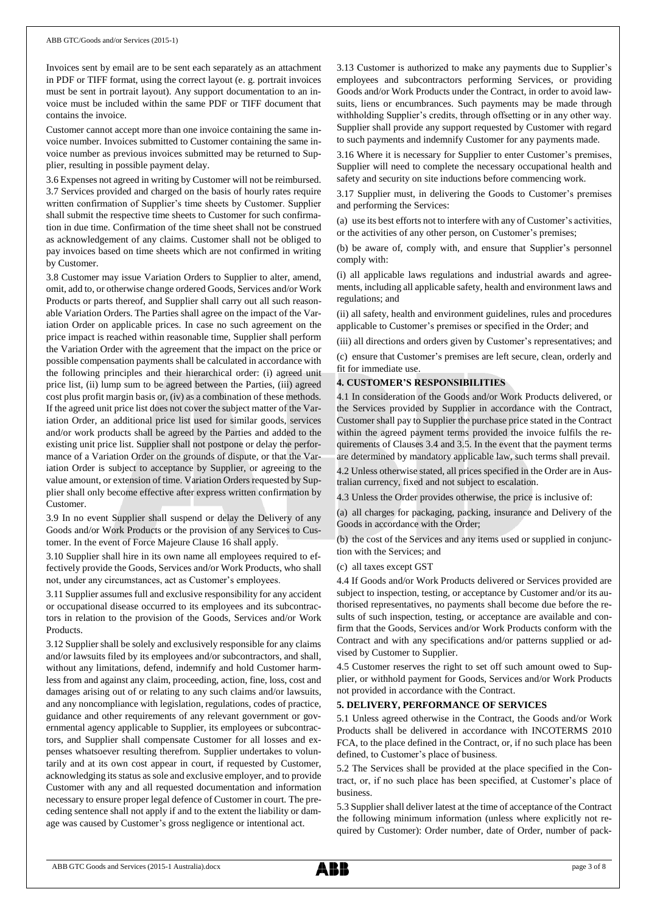Invoices sent by email are to be sent each separately as an attachment in PDF or TIFF format, using the correct layout (e. g. portrait invoices must be sent in portrait layout). Any support documentation to an invoice must be included within the same PDF or TIFF document that contains the invoice.

Customer cannot accept more than one invoice containing the same invoice number. Invoices submitted to Customer containing the same invoice number as previous invoices submitted may be returned to Supplier, resulting in possible payment delay.

3.6 Expenses not agreed in writing by Customer will not be reimbursed.

3.7 Services provided and charged on the basis of hourly rates require written confirmation of Supplier's time sheets by Customer. Supplier shall submit the respective time sheets to Customer for such confirmation in due time. Confirmation of the time sheet shall not be construed as acknowledgement of any claims. Customer shall not be obliged to pay invoices based on time sheets which are not confirmed in writing by Customer.

3.8 Customer may issue Variation Orders to Supplier to alter, amend, omit, add to, or otherwise change ordered Goods, Services and/or Work Products or parts thereof, and Supplier shall carry out all such reasonable Variation Orders. The Parties shall agree on the impact of the Variation Order on applicable prices. In case no such agreement on the price impact is reached within reasonable time, Supplier shall perform the Variation Order with the agreement that the impact on the price or possible compensation payments shall be calculated in accordance with the following principles and their hierarchical order: (i) agreed unit price list, (ii) lump sum to be agreed between the Parties, (iii) agreed cost plus profit margin basis or, (iv) as a combination of these methods. If the agreed unit price list does not cover the subject matter of the Variation Order, an additional price list used for similar goods, services and/or work products shall be agreed by the Parties and added to the existing unit price list. Supplier shall not postpone or delay the performance of a Variation Order on the grounds of dispute, or that the Variation Order is subject to acceptance by Supplier, or agreeing to the value amount, or extension of time. Variation Orders requested by Supplier shall only become effective after express written confirmation by Customer.

3.9 In no event Supplier shall suspend or delay the Delivery of any Goods and/or Work Products or the provision of any Services to Customer. In the event of Force Majeure Clause 16 shall apply.

3.10 Supplier shall hire in its own name all employees required to effectively provide the Goods, Services and/or Work Products, who shall not, under any circumstances, act as Customer's employees.

3.11 Supplier assumes full and exclusive responsibility for any accident or occupational disease occurred to its employees and its subcontractors in relation to the provision of the Goods, Services and/or Work Products.

3.12 Supplier shall be solely and exclusively responsible for any claims and/or lawsuits filed by its employees and/or subcontractors, and shall, without any limitations, defend, indemnify and hold Customer harmless from and against any claim, proceeding, action, fine, loss, cost and damages arising out of or relating to any such claims and/or lawsuits, and any noncompliance with legislation, regulations, codes of practice, guidance and other requirements of any relevant government or governmental agency applicable to Supplier, its employees or subcontractors, and Supplier shall compensate Customer for all losses and expenses whatsoever resulting therefrom. Supplier undertakes to voluntarily and at its own cost appear in court, if requested by Customer, acknowledging its status as sole and exclusive employer, and to provide Customer with any and all requested documentation and information necessary to ensure proper legal defence of Customer in court. The preceding sentence shall not apply if and to the extent the liability or damage was caused by Customer's gross negligence or intentional act.

3.13 Customer is authorized to make any payments due to Supplier's employees and subcontractors performing Services, or providing Goods and/or Work Products under the Contract, in order to avoid lawsuits, liens or encumbrances. Such payments may be made through withholding Supplier's credits, through offsetting or in any other way. Supplier shall provide any support requested by Customer with regard to such payments and indemnify Customer for any payments made.

3.16 Where it is necessary for Supplier to enter Customer's premises, Supplier will need to complete the necessary occupational health and safety and security on site inductions before commencing work.

3.17 Supplier must, in delivering the Goods to Customer's premises and performing the Services:

(a) use its best efforts not to interfere with any of Customer's activities, or the activities of any other person, on Customer's premises;

(b) be aware of, comply with, and ensure that Supplier's personnel comply with:

(i) all applicable laws regulations and industrial awards and agreements, including all applicable safety, health and environment laws and regulations; and

(ii) all safety, health and environment guidelines, rules and procedures applicable to Customer's premises or specified in the Order; and

(iii) all directions and orders given by Customer's representatives; and

(c) ensure that Customer's premises are left secure, clean, orderly and fit for immediate use.

## 4. CUSTOMER'S RESPONSIBILITIES

4.1 In consideration of the Goods and/or Work Products delivered, or the Services provided by Supplier in accordance with the Contract, Customer shall pay to Supplier the purchase price stated in the Contract within the agreed payment terms provided the invoice fulfils the requirements of Clauses 3.4 and 3.5. In the event that the payment terms are determined by mandatory applicable law, such terms shall prevail.

4.2 Unless otherwise stated, all prices specified in the Order are in Australian currency, fixed and not subject to escalation.

4.3 Unless the Order provides otherwise, the price is inclusive of:

(a) all charges for packaging, packing, insurance and Delivery of the Goods in accordance with the Order;

(b) the cost of the Services and any items used or supplied in conjunction with the Services; and

(c) all taxes except GST

4.4 If Goods and/or Work Products delivered or Services provided are subject to inspection, testing, or acceptance by Customer and/or its authorised representatives, no payments shall become due before the results of such inspection, testing, or acceptance are available and confirm that the Goods, Services and/or Work Products conform with the Contract and with any specifications and/or patterns supplied or advised by Customer to Supplier.

4.5 Customer reserves the right to set off such amount owed to Supplier, or withhold payment for Goods, Services and/or Work Products not provided in accordance with the Contract.

## 5. DELIVERY, PERFORMANCE OF SERVICES

5.1 Unless agreed otherwise in the Contract, the Goods and/or Work Products shall be delivered in accordance with INCOTERMS 2010 FCA, to the place defined in the Contract, or, if no such place has been defined, to Customer's place of business.

5.2 The Services shall be provided at the place specified in the Contract, or, if no such place has been specified, at Customer's place of business.

5.3 Supplier shall deliver latest at the time of acceptance of the Contract the following minimum information (unless where explicitly not required by Customer): Order number, date of Order, number of pack-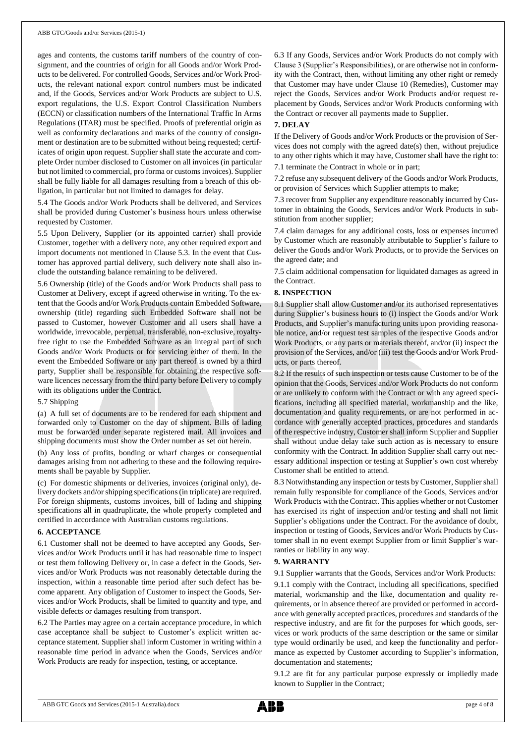ages and contents, the customs tariff numbers of the country of consignment, and the countries of origin for all Goods and/or Work Products to be delivered. For controlled Goods, Services and/or Work Products, the relevant national export control numbers must be indicated and, if the Goods, Services and/or Work Products are subject to U.S. export regulations, the U.S. Export Control Classification Numbers (ECCN) or classification numbers of the International Traffic In Arms Regulations (ITAR) must be specified. Proofs of preferential origin as well as conformity declarations and marks of the country of consignment or destination are to be submitted without being requested; certificates of origin upon request. Supplier shall state the accurate and complete Order number disclosed to Customer on all invoices (in particular but not limited to commercial, pro forma or customs invoices). Supplier shall be fully liable for all damages resulting from a breach of this obligation, in particular but not limited to damages for delay.

5.4 The Goods and/or Work Products shall be delivered, and Services shall be provided during Customer's business hours unless otherwise requested by Customer.

5.5 Upon Delivery, Supplier (or its appointed carrier) shall provide Customer, together with a delivery note, any other required export and import documents not mentioned in Clause 5.3. In the event that Customer has approved partial delivery, such delivery note shall also include the outstanding balance remaining to be delivered.

5.6 Ownership (title) of the Goods and/or Work Products shall pass to Customer at Delivery, except if agreed otherwise in writing. To the extent that the Goods and/or Work Products contain Embedded Software, ownership (title) regarding such Embedded Software shall not be passed to Customer, however Customer and all users shall have a worldwide, irrevocable, perpetual, transferable, non-exclusive, royalty-free right to use the Embedded Software as an integral part of such Goods and/or Work Products or for servicing either of them. In the event the Embedded Software or any part thereof is owned by a third party, Supplier shall be responsible for obtaining the respective software licences necessary from the third party before Delivery to comply with its obligations under the Contract.

5.7 Shipping

(a) A full set of documents are to be rendered for each shipment and forwarded only to Customer on the day of shipment. Bills of lading must be forwarded under separate registered mail. All invoices and shipping documents must show the Order number as set out herein.

(b) Any loss of profits, bonding or wharf charges or consequential damages arising from not adhering to these and the following requirements shall be payable by Supplier.

(c) For domestic shipments or deliveries, invoices (original only), delivery dockets and/or shipping specifications (in triplicate) are required. For foreign shipments, customs invoices, bill of lading and shipping specifications all in quadruplicate, the whole properly completed and certified in accordance with Australian customs regulations.

## 6. ACCEPTANCE

6.1 Customer shall not be deemed to have accepted any Goods, Services and/or Work Products until it has had reasonable time to inspect or test them following Delivery or, in case a defect in the Goods, Services and/or Work Products was not reasonably detectable during the inspection, within a reasonable time period after such defect has become apparent. Any obligation of Customer to inspect the Goods, Services and/or Work Products, shall be limited to quantity and type, and visible defects or damages resulting from transport.

6.2 The Parties may agree on a certain acceptance procedure, in which case acceptance shall be subject to Customer's explicit written acceptance statement. Supplier shall inform Customer in writing within a reasonable time period in advance when the Goods, Services and/or Work Products are ready for inspection, testing, or acceptance.

6.3 If any Goods, Services and/or Work Products do not comply with Clause 3 (Supplier's Responsibilities), or are otherwise not in conformity with the Contract, then, without limiting any other right or remedy that Customer may have under Clause 10 (Remedies), Customer may reject the Goods, Services and/or Work Products and/or request replacement by Goods, Services and/or Work Products conforming with the Contract or recover all payments made to Supplier.

## 7. DELAY

If the Delivery of Goods and/or Work Products or the provision of Services does not comply with the agreed date(s) then, without prejudice to any other rights which it may have, Customer shall have the right to:

7.1 terminate the Contract in whole or in part;

7.2 refuse any subsequent delivery of the Goods and/or Work Products, or provision of Services which Supplier attempts to make;

7.3 recover from Supplier any expenditure reasonably incurred by Customer in obtaining the Goods, Services and/or Work Products in substitution from another supplier;

7.4 claim damages for any additional costs, loss or expenses incurred by Customer which are reasonably attributable to Supplier's failure to deliver the Goods and/or Work Products, or to provide the Services on the agreed date; and

7.5 claim additional compensation for liquidated damages as agreed in the Contract.

## 8. INSPECTION

8.1 Supplier shall allow Customer and/or its authorised representatives during Supplier's business hours to (i) inspect the Goods and/or Work Products, and Supplier's manufacturing units upon providing reasonable notice, and/or request test samples of the respective Goods and/or Work Products, or any parts or materials thereof, and/or (ii) inspect the provision of the Services, and/or (iii) test the Goods and/or Work Products, or parts thereof.

8.2 If the results of such inspection or tests cause Customer to be of the opinion that the Goods, Services and/or Work Products do not conform or are unlikely to conform with the Contract or with any agreed specifications, including all specified material, workmanship and the like, documentation and quality requirements, or are not performed in accordance with generally accepted practices, procedures and standards of the respective industry, Customer shall inform Supplier and Supplier shall without undue delay take such action as is necessary to ensure conformity with the Contract. In addition Supplier shall carry out necessary additional inspection or testing at Supplier's own cost whereby Customer shall be entitled to attend.

8.3 Notwithstanding any inspection or tests by Customer, Supplier shall remain fully responsible for compliance of the Goods, Services and/or Work Products with the Contract. This applies whether or not Customer has exercised its right of inspection and/or testing and shall not limit Supplier's obligations under the Contract. For the avoidance of doubt, inspection or testing of Goods, Services and/or Work Products by Customer shall in no event exempt Supplier from or limit Supplier's warranties or liability in any way.

## 9. WARRANTY

9.1 Supplier warrants that the Goods, Services and/or Work Products:

9.1.1 comply with the Contract, including all specifications, specified material, workmanship and the like, documentation and quality requirements, or in absence thereof are provided or performed in accordance with generally accepted practices, procedures and standards of the respective industry, and are fit for the purposes for which goods, services or work products of the same description or the same or similar type would ordinarily be used, and keep the functionality and performance as expected by Customer according to Supplier's information, documentation and statements;

9.1.2 are fit for any particular purpose expressly or impliedly made known to Supplier in the Contract;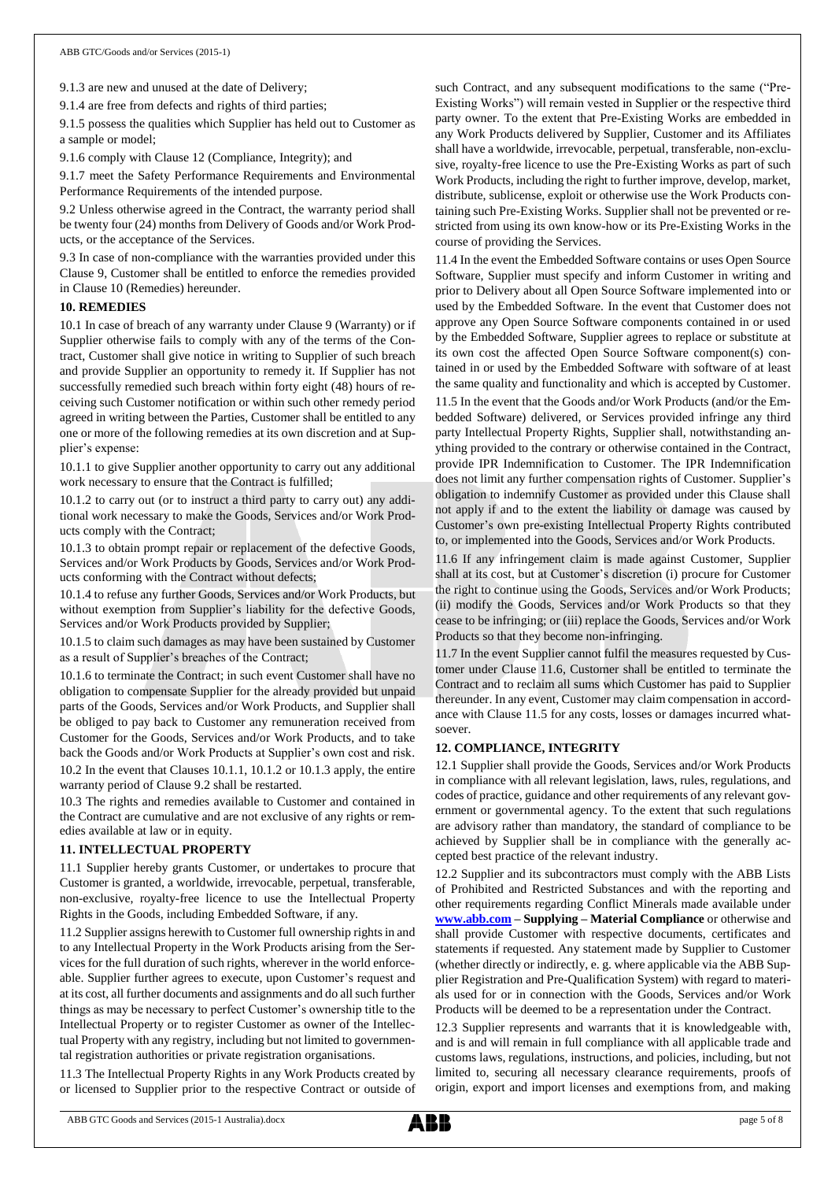9.1.3 are new and unused at the date of Delivery;

9.1.4 are free from defects and rights of third parties;

9.1.5 possess the qualities which Supplier has held out to Customer as a sample or model;

9.1.6 comply with Clause 12 (Compliance, Integrity); and

9.1.7 meet the Safety Performance Requirements and Environmental Performance Requirements of the intended purpose.

9.2 Unless otherwise agreed in the Contract, the warranty period shall be twenty four (24) months from Delivery of Goods and/or Work Products, or the acceptance of the Services.

9.3 In case of non-compliance with the warranties provided under this Clause 9, Customer shall be entitled to enforce the remedies provided in Clause 10 (Remedies) hereunder.

## 10. REMEDIES

10.1 In case of breach of any warranty under Clause 9 (Warranty) or if Supplier otherwise fails to comply with any of the terms of the Contract, Customer shall give notice in writing to Supplier of such breach and provide Supplier an opportunity to remedy it. If Supplier has not successfully remedied such breach within forty eight (48) hours of receiving such Customer notification or within such other remedy period agreed in writing between the Parties, Customer shall be entitled to any one or more of the following remedies at its own discretion and at Supplier's expense:

10.1.1 to give Supplier another opportunity to carry out any additional work necessary to ensure that the Contract is fulfilled;

10.1.2 to carry out (or to instruct a third party to carry out) any additional work necessary to make the Goods, Services and/or Work Products comply with the Contract;

10.1.3 to obtain prompt repair or replacement of the defective Goods, Services and/or Work Products by Goods, Services and/or Work Products conforming with the Contract without defects;

10.1.4 to refuse any further Goods, Services and/or Work Products, but without exemption from Supplier's liability for the defective Goods, Services and/or Work Products provided by Supplier;

10.1.5 to claim such damages as may have been sustained by Customer as a result of Supplier's breaches of the Contract;

10.1.6 to terminate the Contract; in such event Customer shall have no obligation to compensate Supplier for the already provided but unpaid parts of the Goods, Services and/or Work Products, and Supplier shall be obliged to pay back to Customer any remuneration received from Customer for the Goods, Services and/or Work Products, and to take back the Goods and/or Work Products at Supplier's own cost and risk.

10.2 In the event that Clauses 10.1.1, 10.1.2 or 10.1.3 apply, the entire warranty period of Clause 9.2 shall be restarted.

10.3 The rights and remedies available to Customer and contained in the Contract are cumulative and are not exclusive of any rights or remedies available at law or in equity.

## 11. INTELLECTUAL PROPERTY

11.1 Supplier hereby grants Customer, or undertakes to procure that Customer is granted, a worldwide, irrevocable, perpetual, transferable, non-exclusive, royalty-free licence to use the Intellectual Property Rights in the Goods, including Embedded Software, if any.

11.2 Supplier assigns herewith to Customer full ownership rights in and to any Intellectual Property in the Work Products arising from the Services for the full duration of such rights, wherever in the world enforceable. Supplier further agrees to execute, upon Customer's request and at its cost, all further documents and assignments and do all such further things as may be necessary to perfect Customer's ownership title to the Intellectual Property or to register Customer as owner of the Intellectual Property with any registry, including but not limited to governmental registration authorities or private registration organisations.

11.3 The Intellectual Property Rights in any Work Products created by or licensed to Supplier prior to the respective Contract or outside of such Contract, and any subsequent modifications to the same ("Pre-Existing Works") will remain vested in Supplier or the respective third party owner. To the extent that Pre-Existing Works are embedded in any Work Products delivered by Supplier, Customer and its Affiliates shall have a worldwide, irrevocable, perpetual, transferable, non-exclusive, royalty-free licence to use the Pre-Existing Works as part of such Work Products, including the right to further improve, develop, market, distribute, sublicense, exploit or otherwise use the Work Products containing such Pre-Existing Works. Supplier shall not be prevented or restricted from using its own know-how or its Pre-Existing Works in the course of providing the Services.

11.4 In the event the Embedded Software contains or uses Open Source Software, Supplier must specify and inform Customer in writing and prior to Delivery about all Open Source Software implemented into or used by the Embedded Software. In the event that Customer does not approve any Open Source Software components contained in or used by the Embedded Software, Supplier agrees to replace or substitute at its own cost the affected Open Source Software component(s) contained in or used by the Embedded Software with software of at least the same quality and functionality and which is accepted by Customer.

11.5 In the event that the Goods and/or Work Products (and/or the Embedded Software) delivered, or Services provided infringe any third party Intellectual Property Rights, Supplier shall, notwithstanding anything provided to the contrary or otherwise contained in the Contract, provide IPR Indemnification to Customer. The IPR Indemnification does not limit any further compensation rights of Customer. Supplier's obligation to indemnify Customer as provided under this Clause shall not apply if and to the extent the liability or damage was caused by Customer's own pre-existing Intellectual Property Rights contributed to, or implemented into the Goods, Services and/or Work Products.

11.6 If any infringement claim is made against Customer, Supplier shall at its cost, but at Customer's discretion (i) procure for Customer the right to continue using the Goods, Services and/or Work Products; (ii) modify the Goods, Services and/or Work Products so that they cease to be infringing; or (iii) replace the Goods, Services and/or Work Products so that they become non-infringing.

11.7 In the event Supplier cannot fulfil the measures requested by Customer under Clause 11.6, Customer shall be entitled to terminate the Contract and to reclaim all sums which Customer has paid to Supplier thereunder. In any event, Customer may claim compensation in accordance with Clause 11.5 for any costs, losses or damages incurred whatsoever.

## 12. COMPLIANCE, INTEGRITY

12.1 Supplier shall provide the Goods, Services and/or Work Products in compliance with all relevant legislation, laws, rules, regulations, and codes of practice, guidance and other requirements of any relevant government or governmental agency. To the extent that such regulations are advisory rather than mandatory, the standard of compliance to be achieved by Supplier shall be in compliance with the generally accepted best practice of the relevant industry.

12.2 Supplier and its subcontractors must comply with the ABB Lists of Prohibited and Restricted Substances and with the reporting and other requirements regarding Conflict Minerals made available under **www.abb.com – Supplying – Material Compliance** or otherwise and shall provide Customer with respective documents, certificates and statements if requested. Any statement made by Supplier to Customer (whether directly or indirectly, e. g. where applicable via the ABB Supplier Registration and Pre-Qualification System) with regard to materials used for or in connection with the Goods, Services and/or Work Products will be deemed to be a representation under the Contract.

12.3 Supplier represents and warrants that it is knowledgeable with, and is and will remain in full compliance with all applicable trade and customs laws, regulations, instructions, and policies, including, but not limited to, securing all necessary clearance requirements, proofs of origin, export and import licenses and exemptions from, and making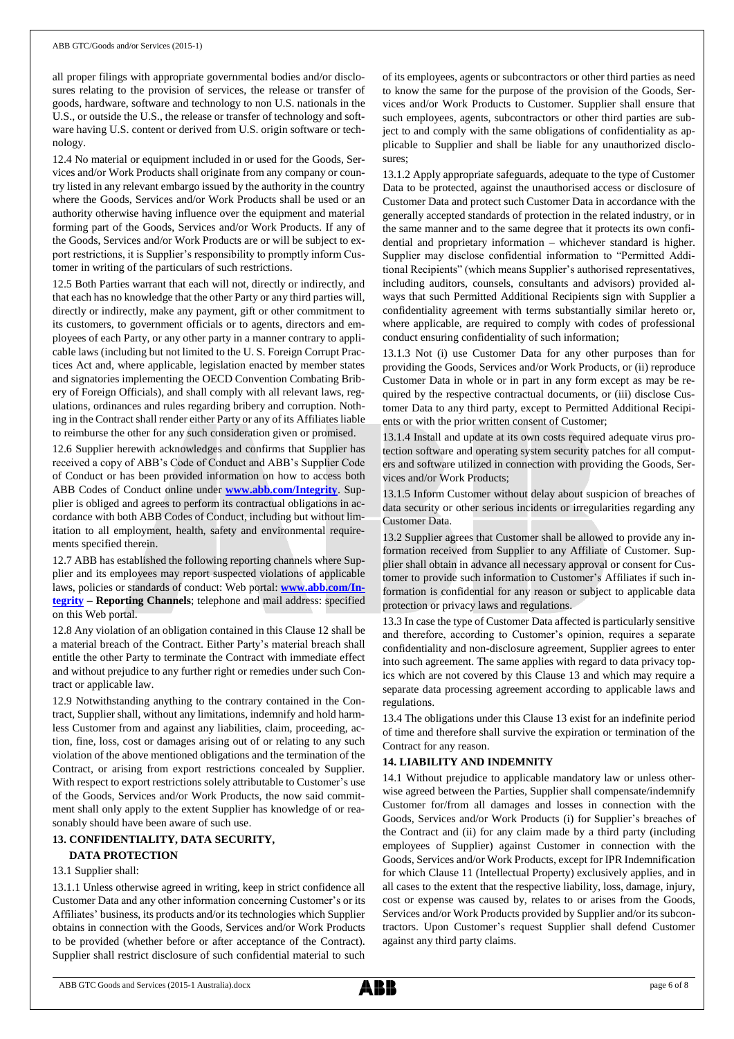all proper filings with appropriate governmental bodies and/or disclosures relating to the provision of services, the release or transfer of goods, hardware, software and technology to non U.S. nationals in the U.S., or outside the U.S., the release or transfer of technology and software having U.S. content or derived from U.S. origin software or technology.

12.4 No material or equipment included in or used for the Goods, Services and/or Work Products shall originate from any company or country listed in any relevant embargo issued by the authority in the country where the Goods, Services and/or Work Products shall be used or an authority otherwise having influence over the equipment and material forming part of the Goods, Services and/or Work Products. If any of the Goods, Services and/or Work Products are or will be subject to export restrictions, it is Supplier's responsibility to promptly inform Customer in writing of the particulars of such restrictions.

12.5 Both Parties warrant that each will not, directly or indirectly, and that each has no knowledge that the other Party or any third parties will, directly or indirectly, make any payment, gift or other commitment to its customers, to government officials or to agents, directors and employees of each Party, or any other party in a manner contrary to applicable laws (including but not limited to the U. S. Foreign Corrupt Practices Act and, where applicable, legislation enacted by member states and signatories implementing the OECD Convention Combating Bribery of Foreign Officials), and shall comply with all relevant laws, regulations, ordinances and rules regarding bribery and corruption. Nothing in the Contract shall render either Party or any of its Affiliates liable to reimburse the other for any such consideration given or promised.

12.6 Supplier herewith acknowledges and confirms that Supplier has received a copy of ABB's Code of Conduct and ABB's Supplier Code of Conduct or has been provided information on how to access both ABB Codes of Conduct online under **www.abb.com/Integrity**. Supplier is obliged and agrees to perform its contractual obligations in accordance with both ABB Codes of Conduct, including but without limitation to all employment, health, safety and environmental requirements specified therein.

12.7 ABB has established the following reporting channels where Supplier and its employees may report suspected violations of applicable laws, policies or standards of conduct: Web portal: **www.abb.com/Integrity** – **Reporting Channels**; telephone and mail address: specified on this Web portal.

12.8 Any violation of an obligation contained in this Clause 12 shall be a material breach of the Contract. Either Party's material breach shall entitle the other Party to terminate the Contract with immediate effect and without prejudice to any further right or remedies under such Contract or applicable law.

12.9 Notwithstanding anything to the contrary contained in the Contract, Supplier shall, without any limitations, indemnify and hold harmless Customer from and against any liabilities, claim, proceeding, action, fine, loss, cost or damages arising out of or relating to any such violation of the above mentioned obligations and the termination of the Contract, or arising from export restrictions concealed by Supplier. With respect to export restrictions solely attributable to Customer's use of the Goods, Services and/or Work Products, the now said commitment shall only apply to the extent Supplier has knowledge of or reasonably should have been aware of such use.

## 13. CONFIDENTIALITY, DATA SECURITY, DATA PROTECTION

13.1 Supplier shall:

13.1.1 Unless otherwise agreed in writing, keep in strict confidence all Customer Data and any other information concerning Customer's or its Affiliates' business, its products and/or its technologies which Supplier obtains in connection with the Goods, Services and/or Work Products to be provided (whether before or after acceptance of the Contract). Supplier shall restrict disclosure of such confidential material to such of its employees, agents or subcontractors or other third parties as need to know the same for the purpose of the provision of the Goods, Services and/or Work Products to Customer. Supplier shall ensure that such employees, agents, subcontractors or other third parties are subject to and comply with the same obligations of confidentiality as applicable to Supplier and shall be liable for any unauthorized disclosures;

13.1.2 Apply appropriate safeguards, adequate to the type of Customer Data to be protected, against the unauthorised access or disclosure of Customer Data and protect such Customer Data in accordance with the generally accepted standards of protection in the related industry, or in the same manner and to the same degree that it protects its own confidential and proprietary information – whichever standard is higher. Supplier may disclose confidential information to "Permitted Additional Recipients" (which means Supplier's authorised representatives, including auditors, counsels, consultants and advisors) provided always that such Permitted Additional Recipients sign with Supplier a confidentiality agreement with terms substantially similar hereto or, where applicable, are required to comply with codes of professional conduct ensuring confidentiality of such information;

13.1.3 Not (i) use Customer Data for any other purposes than for providing the Goods, Services and/or Work Products, or (ii) reproduce Customer Data in whole or in part in any form except as may be required by the respective contractual documents, or (iii) disclose Customer Data to any third party, except to Permitted Additional Recipients or with the prior written consent of Customer;

13.1.4 Install and update at its own costs required adequate virus protection software and operating system security patches for all computers and software utilized in connection with providing the Goods, Services and/or Work Products;

13.1.5 Inform Customer without delay about suspicion of breaches of data security or other serious incidents or irregularities regarding any Customer Data.

13.2 Supplier agrees that Customer shall be allowed to provide any information received from Supplier to any Affiliate of Customer. Supplier shall obtain in advance all necessary approval or consent for Customer to provide such information to Customer's Affiliates if such information is confidential for any reason or subject to applicable data protection or privacy laws and regulations.

13.3 In case the type of Customer Data affected is particularly sensitive and therefore, according to Customer's opinion, requires a separate confidentiality and non-disclosure agreement, Supplier agrees to enter into such agreement. The same applies with regard to data privacy topics which are not covered by this Clause 13 and which may require a separate data processing agreement according to applicable laws and regulations.

13.4 The obligations under this Clause 13 exist for an indefinite period of time and therefore shall survive the expiration or termination of the Contract for any reason.

## 14. LIABILITY AND INDEMNITY

14.1 Without prejudice to applicable mandatory law or unless otherwise agreed between the Parties, Supplier shall compensate/indemnify Customer for/from all damages and losses in connection with the Goods, Services and/or Work Products (i) for Supplier's breaches of the Contract and (ii) for any claim made by a third party (including employees of Supplier) against Customer in connection with the Goods, Services and/or Work Products, except for IPR Indemnification for which Clause 11 (Intellectual Property) exclusively applies, and in all cases to the extent that the respective liability, loss, damage, injury, cost or expense was caused by, relates to or arises from the Goods, Services and/or Work Products provided by Supplier and/or its subcontractors. Upon Customer's request Supplier shall defend Customer against any third party claims.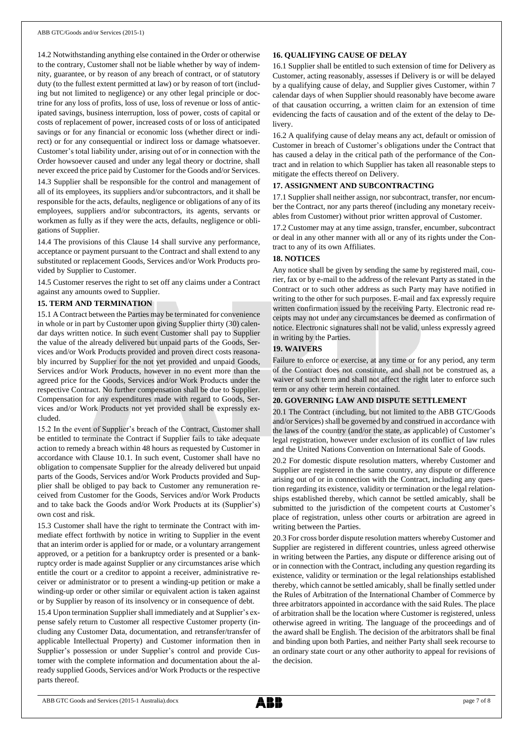14.2 Notwithstanding anything else contained in the Order or otherwise to the contrary, Customer shall not be liable whether by way of indemnity, guarantee, or by reason of any breach of contract, or of statutory duty (to the fullest extent permitted at law) or by reason of tort (including but not limited to negligence) or any other legal principle or doctrine for any loss of profits, loss of use, loss of revenue or loss of anticipated savings, business interruption, loss of power, costs of capital or costs of replacement of power, increased costs of or loss of anticipated savings or for any financial or economic loss (whether direct or indirect) or for any consequential or indirect loss or damage whatsoever. Customer's total liability under, arising out of or in connection with the Order howsoever caused and under any legal theory or doctrine, shall never exceed the price paid by Customer for the Goods and/or Services.

14.3 Supplier shall be responsible for the control and management of all of its employees, its suppliers and/or subcontractors, and it shall be responsible for the acts, defaults, negligence or obligations of any of its employees, suppliers and/or subcontractors, its agents, servants or workmen as fully as if they were the acts, defaults, negligence or obligations of Supplier.

14.4 The provisions of this Clause 14 shall survive any performance, acceptance or payment pursuant to the Contract and shall extend to any substituted or replacement Goods, Services and/or Work Products provided by Supplier to Customer.

14.5 Customer reserves the right to set off any claims under a Contract against any amounts owed to Supplier.

## 15. TERM AND TERMINATION

15.1 A Contract between the Parties may be terminated for convenience in whole or in part by Customer upon giving Supplier thirty (30) calendar days written notice. In such event Customer shall pay to Supplier the value of the already delivered but unpaid parts of the Goods, Services and/or Work Products provided and proven direct costs reasonably incurred by Supplier for the not yet provided and unpaid Goods, Services and/or Work Products, however in no event more than the agreed price for the Goods, Services and/or Work Products under the respective Contract. No further compensation shall be due to Supplier. Compensation for any expenditures made with regard to Goods, Services and/or Work Products not yet provided shall be expressly excluded.

15.2 In the event of Supplier's breach of the Contract, Customer shall be entitled to terminate the Contract if Supplier fails to take adequate action to remedy a breach within 48 hours as requested by Customer in accordance with Clause 10.1. In such event, Customer shall have no obligation to compensate Supplier for the already delivered but unpaid parts of the Goods, Services and/or Work Products provided and Supplier shall be obliged to pay back to Customer any remuneration received from Customer for the Goods, Services and/or Work Products and to take back the Goods and/or Work Products at its (Supplier's) own cost and risk.

15.3 Customer shall have the right to terminate the Contract with immediate effect forthwith by notice in writing to Supplier in the event that an interim order is applied for or made, or a voluntary arrangement approved, or a petition for a bankruptcy order is presented or a bankruptcy order is made against Supplier or any circumstances arise which entitle the court or a creditor to appoint a receiver, administrative receiver or administrator or to present a winding-up petition or make a winding-up order or other similar or equivalent action is taken against or by Supplier by reason of its insolvency or in consequence of debt.

15.4 Upon termination Supplier shall immediately and at Supplier's expense safely return to Customer all respective Customer property (including any Customer Data, documentation, and retransfer/transfer of applicable Intellectual Property) and Customer information then in Supplier's possession or under Supplier's control and provide Customer with the complete information and documentation about the already supplied Goods, Services and/or Work Products or the respective parts thereof.

## 16. QUALIFYING CAUSE OF DELAY

16.1 Supplier shall be entitled to such extension of time for Delivery as Customer, acting reasonably, assesses if Delivery is or will be delayed by a qualifying cause of delay, and Supplier gives Customer, within 7 calendar days of when Supplier should reasonably have become aware of that causation occurring, a written claim for an extension of time evidencing the facts of causation and of the extent of the delay to Delivery.

16.2 A qualifying cause of delay means any act, default or omission of Customer in breach of Customer's obligations under the Contract that has caused a delay in the critical path of the performance of the Contract and in relation to which Supplier has taken all reasonable steps to mitigate the effects thereof on Delivery.

## 17. ASSIGNMENT AND SUBCONTRACTING

17.1 Supplier shall neither assign, nor subcontract, transfer, nor encumber the Contract, nor any parts thereof (including any monetary receivables from Customer) without prior written approval of Customer.

17.2 Customer may at any time assign, transfer, encumber, subcontract or deal in any other manner with all or any of its rights under the Contract to any of its own Affiliates.

## 18. NOTICES

Any notice shall be given by sending the same by registered mail, courier, fax or by e-mail to the address of the relevant Party as stated in the Contract or to such other address as such Party may have notified in writing to the other for such purposes. E-mail and fax expressly require written confirmation issued by the receiving Party. Electronic read receipts may not under any circumstances be deemed as confirmation of notice. Electronic signatures shall not be valid, unless expressly agreed in writing by the Parties.

## 19. WAIVERS

Failure to enforce or exercise, at any time or for any period, any term of the Contract does not constitute, and shall not be construed as, a waiver of such term and shall not affect the right later to enforce such term or any other term herein contained.

## 20. GOVERNING LAW AND DISPUTE SETTLEMENT

20.1 The Contract (including, but not limited to the ABB GTC/Goods and/or Services) shall be governed by and construed in accordance with the laws of the country (and/or the state, as applicable) of Customer's legal registration, however under exclusion of its conflict of law rules and the United Nations Convention on International Sale of Goods.

20.2 For domestic dispute resolution matters, whereby Customer and Supplier are registered in the same country, any dispute or difference arising out of or in connection with the Contract, including any question regarding its existence, validity or termination or the legal relationships established thereby, which cannot be settled amicably, shall be submitted to the jurisdiction of the competent courts at Customer's place of registration, unless other courts or arbitration are agreed in writing between the Parties.

20.3 For cross border dispute resolution matters whereby Customer and Supplier are registered in different countries, unless agreed otherwise in writing between the Parties, any dispute or difference arising out of or in connection with the Contract, including any question regarding its existence, validity or termination or the legal relationships established thereby, which cannot be settled amicably, shall be finally settled under the Rules of Arbitration of the International Chamber of Commerce by three arbitrators appointed in accordance with the said Rules. The place of arbitration shall be the location where Customer is registered, unless otherwise agreed in writing. The language of the proceedings and of the award shall be English. The decision of the arbitrators shall be final and binding upon both Parties, and neither Party shall seek recourse to an ordinary state court or any other authority to appeal for revisions of the decision.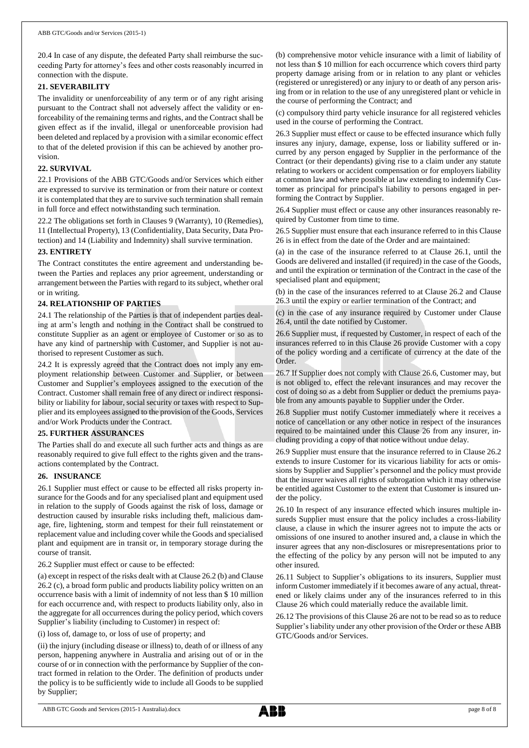20.4 In case of any dispute, the defeated Party shall reimburse the succeeding Party for attorney's fees and other costs reasonably incurred in connection with the dispute.

## 21. SEVERABILITY

The invalidity or unenforceability of any term or of any right arising pursuant to the Contract shall not adversely affect the validity or enforceability of the remaining terms and rights, and the Contract shall be given effect as if the invalid, illegal or unenforceable provision had been deleted and replaced by a provision with a similar economic effect to that of the deleted provision if this can be achieved by another provision.

## 22. SURVIVAL

22.1 Provisions of the ABB GTC/Goods and/or Services which either are expressed to survive its termination or from their nature or context it is contemplated that they are to survive such termination shall remain in full force and effect notwithstanding such termination.

22.2 The obligations set forth in Clauses 9 (Warranty), 10 (Remedies), 11 (Intellectual Property), 13 (Confidentiality, Data Security, Data Protection) and 14 (Liability and Indemnity) shall survive termination.

## 23. ENTIRETY

The Contract constitutes the entire agreement and understanding between the Parties and replaces any prior agreement, understanding or arrangement between the Parties with regard to its subject, whether oral or in writing.

## 24. RELATIONSHIP OF PARTIES

24.1 The relationship of the Parties is that of independent parties dealing at arm's length and nothing in the Contract shall be construed to constitute Supplier as an agent or employee of Customer or so as to have any kind of partnership with Customer, and Supplier is not authorised to represent Customer as such.

24.2 It is expressly agreed that the Contract does not imply any employment relationship between Customer and Supplier, or between Customer and Supplier's employees assigned to the execution of the Contract. Customer shall remain free of any direct or indirect responsibility or liability for labour, social security or taxes with respect to Supplier and its employees assigned to the provision of the Goods, Services and/or Work Products under the Contract.

## 25. FURTHER ASSURANCES

The Parties shall do and execute all such further acts and things as are reasonably required to give full effect to the rights given and the transactions contemplated by the Contract.

## 26. INSURANCE

26.1 Supplier must effect or cause to be effected all risks property insurance for the Goods and for any specialised plant and equipment used in relation to the supply of Goods against the risk of loss, damage or destruction caused by insurable risks including theft, malicious damage, fire, lightening, storm and tempest for their full reinstatement or replacement value and including cover while the Goods and specialised plant and equipment are in transit or, in temporary storage during the course of transit.

26.2 Supplier must effect or cause to be effected:

(a) except in respect of the risks dealt with at Clause 26.2 (b) and Clause 26.2 (c), a broad form public and products liability policy written on an occurrence basis with a limit of indemnity of not less than $ 10 million for each occurrence and, with respect to products liability only, also in the aggregate for all occurrences during the policy period, which covers Supplier's liability (including to Customer) in respect of:

(i) loss of, damage to, or loss of use of property; and

(ii) the injury (including disease or illness) to, death of or illness of any person, happening anywhere in Australia and arising out of or in the course of or in connection with the performance by Supplier of the contract formed in relation to the Order. The definition of products under the policy is to be sufficiently wide to include all Goods to be supplied by Supplier;

(b) comprehensive motor vehicle insurance with a limit of liability of not less than $ 10 million for each occurrence which covers third party property damage arising from or in relation to any plant or vehicles (registered or unregistered) or any injury to or death of any person arising from or in relation to the use of any unregistered plant or vehicle in the course of performing the Contract; and

(c) compulsory third party vehicle insurance for all registered vehicles used in the course of performing the Contract.

26.3 Supplier must effect or cause to be effected insurance which fully insures any injury, damage, expense, loss or liability suffered or incurred by any person engaged by Supplier in the performance of the Contract (or their dependants) giving rise to a claim under any statute relating to workers or accident compensation or for employers liability at common law and where possible at law extending to indemnify Customer as principal for principal's liability to persons engaged in performing the Contract by Supplier.

26.4 Supplier must effect or cause any other insurances reasonably required by Customer from time to time.

26.5 Supplier must ensure that each insurance referred to in this Clause 26 is in effect from the date of the Order and are maintained:

(a) in the case of the insurance referred to at Clause 26.1, until the Goods are delivered and installed (if required) in the case of the Goods, and until the expiration or termination of the Contract in the case of the specialised plant and equipment;

(b) in the case of the insurances referred to at Clause 26.2 and Clause 26.3 until the expiry or earlier termination of the Contract; and

(c) in the case of any insurance required by Customer under Clause 26.4, until the date notified by Customer.

26.6 Supplier must, if requested by Customer, in respect of each of the insurances referred to in this Clause 26 provide Customer with a copy of the policy wording and a certificate of currency at the date of the Order.

26.7 If Supplier does not comply with Clause 26.6, Customer may, but is not obliged to, effect the relevant insurances and may recover the cost of doing so as a debt from Supplier or deduct the premiums payable from any amounts payable to Supplier under the Order.

26.8 Supplier must notify Customer immediately where it receives a notice of cancellation or any other notice in respect of the insurances required to be maintained under this Clause 26 from any insurer, including providing a copy of that notice without undue delay.

26.9 Supplier must ensure that the insurance referred to in Clause 26.2 extends to insure Customer for its vicarious liability for acts or omissions by Supplier and Supplier's personnel and the policy must provide that the insurer waives all rights of subrogation which it may otherwise be entitled against Customer to the extent that Customer is insured under the policy.

26.10 In respect of any insurance effected which insures multiple insureds Supplier must ensure that the policy includes a cross-liability clause, a clause in which the insurer agrees not to impute the acts or omissions of one insured to another insured and, a clause in which the insurer agrees that any non-disclosures or misrepresentations prior to the effecting of the policy by any person will not be imputed to any other insured.

26.11 Subject to Supplier's obligations to its insurers, Supplier must inform Customer immediately if it becomes aware of any actual, threatened or likely claims under any of the insurances referred to in this Clause 26 which could materially reduce the available limit.

26.12 The provisions of this Clause 26 are not to be read so as to reduce Supplier's liability under any other provision of the Order or these ABB GTC/Goods and/or Services.